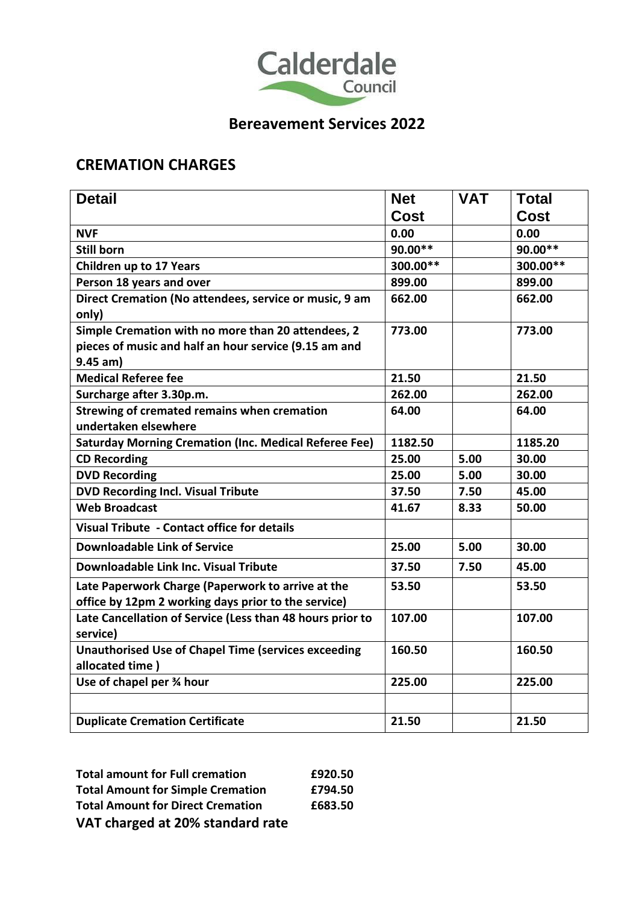Calderdale Council

## Bereavement Services 2022

## CREMATION CHARGES

| Detail | Net Cost | VAT | Total Cost |
|---|---|---|---|
| NVF | 0.00 | | 0.00 |
| Still born | 90.00** | | 90.00** |
| Children up to 17 Years | 300.00** | | 300.00** |
| Person 18 years and over | 899.00 | | 899.00 |
| Direct Cremation (No attendees, service or music, 9 am only) | 662.00 | | 662.00 |
| Simple Cremation with no more than 20 attendees, 2 pieces of music and half an hour service (9.15 am and 9.45 am) | 773.00 | | 773.00 |
| Medical Referee fee | 21.50 | | 21.50 |
| Surcharge after 3.30p.m. | 262.00 | | 262.00 |
| Strewing of cremated remains when cremation undertaken elsewhere | 64.00 | | 64.00 |
| Saturday Morning Cremation (Inc. Medical Referee Fee) | 1182.50 | | 1185.20 |
| CD Recording | 25.00 | 5.00 | 30.00 |
| DVD Recording | 25.00 | 5.00 | 30.00 |
| DVD Recording Incl. Visual Tribute | 37.50 | 7.50 | 45.00 |
| Web Broadcast | 41.67 | 8.33 | 50.00 |
| Visual Tribute - Contact office for details | | | |
| Downloadable Link of Service | 25.00 | 5.00 | 30.00 |
| Downloadable Link Inc. Visual Tribute | 37.50 | 7.50 | 45.00 |
| Late Paperwork Charge (Paperwork to arrive at the office by 12pm 2 working days prior to the service) | 53.50 | | 53.50 |
| Late Cancellation of Service (Less than 48 hours prior to service) | 107.00 | | 107.00 |
| Unauthorised Use of Chapel Time (services exceeding allocated time ) | 160.50 | | 160.50 |
| Use of chapel per ¾ hour | 225.00 | | 225.00 |
| | | | |
| Duplicate Cremation Certificate | 21.50 | | 21.50 |

**Total amount for Full cremation** **£920.50**
**Total Amount for Simple Cremation** **£794.50**
**Total Amount for Direct Cremation** **£683.50**

**VAT charged at 20% standard rate**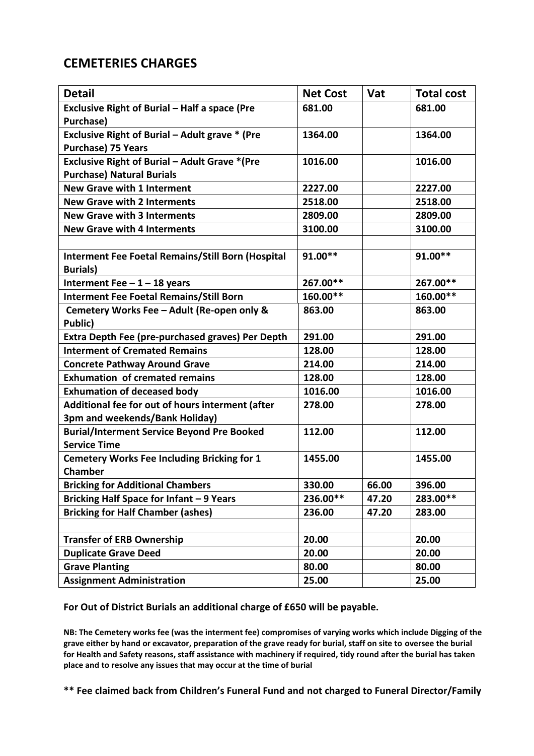## CEMETERIES CHARGES

| Detail | Net Cost | Vat | Total cost |
|---|---|---|---|
| **Exclusive Right of Burial – Half a space (Pre Purchase)** | **681.00** | | **681.00** |
| **Exclusive Right of Burial – Adult grave * (Pre Purchase) 75 Years** | **1364.00** | | **1364.00** |
| **Exclusive Right of Burial – Adult Grave *(Pre Purchase) Natural Burials** | **1016.00** | | **1016.00** |
| **New Grave with 1 Interment** | **2227.00** | | **2227.00** |
| **New Grave with 2 Interments** | **2518.00** | | **2518.00** |
| **New Grave with 3 Interments** | **2809.00** | | **2809.00** |
| **New Grave with 4 Interments** | **3100.00** | | **3100.00** |
| | | | |
| **Interment Fee Foetal Remains/Still Born (Hospital Burials)** | **91.00**** | | **91.00**** |
| **Interment Fee – 1 – 18 years** | **267.00**** | | **267.00**** |
| **Interment Fee Foetal Remains/Still Born** | **160.00**** | | **160.00**** |
| **Cemetery Works Fee – Adult (Re-open only & Public)** | **863.00** | | **863.00** |
| **Extra Depth Fee (pre-purchased graves) Per Depth** | **291.00** | | **291.00** |
| **Interment of Cremated Remains** | **128.00** | | **128.00** |
| **Concrete Pathway Around Grave** | **214.00** | | **214.00** |
| **Exhumation of cremated remains** | **128.00** | | **128.00** |
| **Exhumation of deceased body** | **1016.00** | | **1016.00** |
| **Additional fee for out of hours interment (after 3pm and weekends/Bank Holiday)** | **278.00** | | **278.00** |
| **Burial/Interment Service Beyond Pre Booked Service Time** | **112.00** | | **112.00** |
| **Cemetery Works Fee Including Bricking for 1 Chamber** | **1455.00** | | **1455.00** |
| **Bricking for Additional Chambers** | **330.00** | **66.00** | **396.00** |
| **Bricking Half Space for Infant – 9 Years** | **236.00**** | **47.20** | **283.00**** |
| **Bricking for Half Chamber (ashes)** | **236.00** | **47.20** | **283.00** |
| | | | |
| **Transfer of ERB Ownership** | **20.00** | | **20.00** |
| **Duplicate Grave Deed** | **20.00** | | **20.00** |
| **Grave Planting** | **80.00** | | **80.00** |
| **Assignment Administration** | **25.00** | | **25.00** |

**For Out of District Burials an additional charge of £650 will be payable.**

**NB: The Cemetery works fee (was the interment fee) compromises of varying works which include Digging of the grave either by hand or excavator, preparation of the grave ready for burial, staff on site to oversee the burial for Health and Safety reasons, staff assistance with machinery if required, tidy round after the burial has taken place and to resolve any issues that may occur at the time of burial**

**** Fee claimed back from Children's Funeral Fund and not charged to Funeral Director/Family**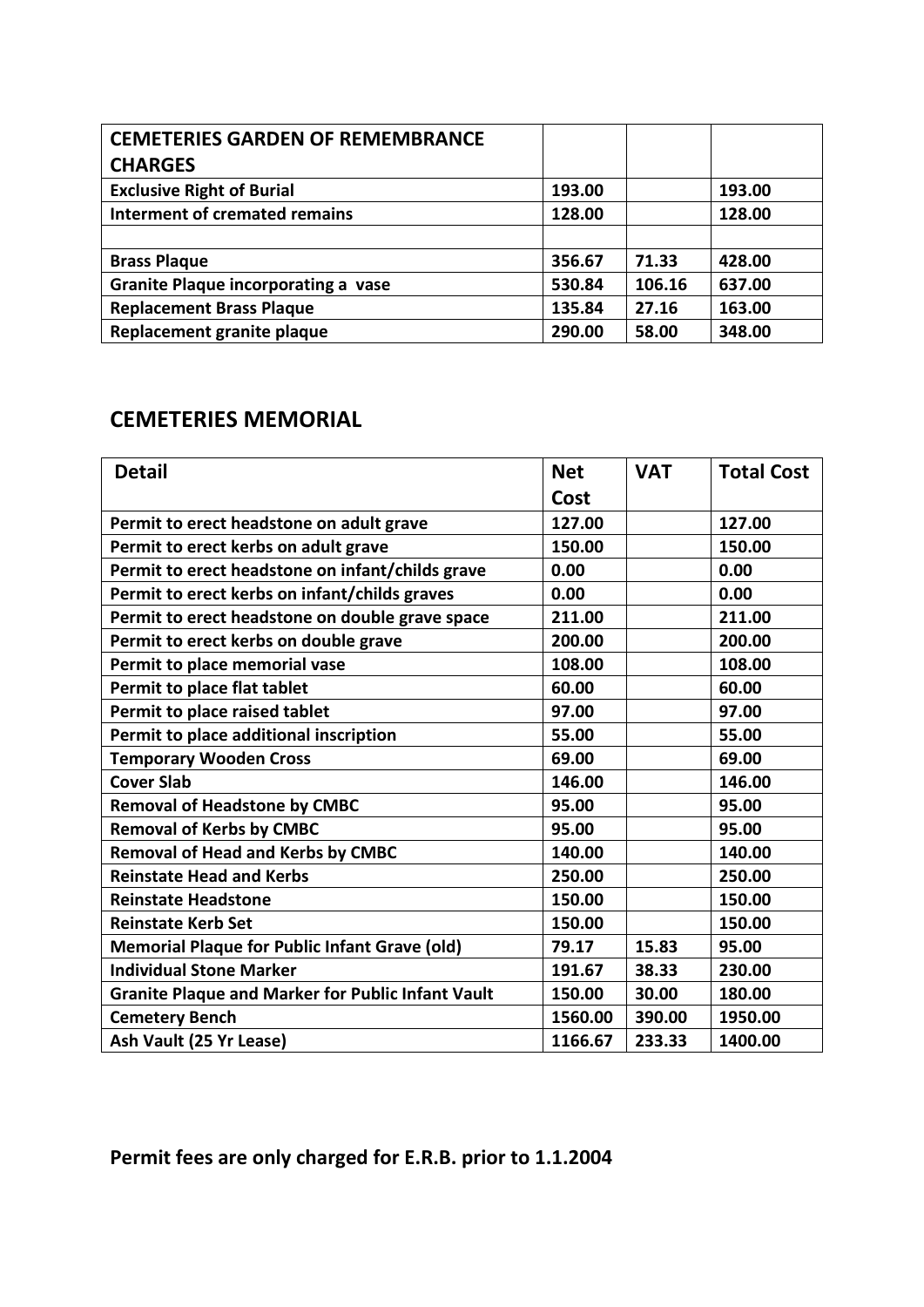| **CEMETERIES GARDEN OF REMEMBRANCE CHARGES** | | | |
|---|---|---|---|
| **Exclusive Right of Burial** | **193.00** | | **193.00** |
| **Interment of cremated remains** | **128.00** | | **128.00** |
| | | | |
| **Brass Plaque** | **356.67** | **71.33** | **428.00** |
| **Granite Plaque incorporating a vase** | **530.84** | **106.16** | **637.00** |
| **Replacement Brass Plaque** | **135.84** | **27.16** | **163.00** |
| **Replacement granite plaque** | **290.00** | **58.00** | **348.00** |

## CEMETERIES MEMORIAL

| **Detail** | **Net Cost** | **VAT** | **Total Cost** |
|---|---|---|---|
| **Permit to erect headstone on adult grave** | **127.00** | | **127.00** |
| **Permit to erect kerbs on adult grave** | **150.00** | | **150.00** |
| **Permit to erect headstone on infant/childs grave** | **0.00** | | **0.00** |
| **Permit to erect kerbs on infant/childs graves** | **0.00** | | **0.00** |
| **Permit to erect headstone on double grave space** | **211.00** | | **211.00** |
| **Permit to erect kerbs on double grave** | **200.00** | | **200.00** |
| **Permit to place memorial vase** | **108.00** | | **108.00** |
| **Permit to place flat tablet** | **60.00** | | **60.00** |
| **Permit to place raised tablet** | **97.00** | | **97.00** |
| **Permit to place additional inscription** | **55.00** | | **55.00** |
| **Temporary Wooden Cross** | **69.00** | | **69.00** |
| **Cover Slab** | **146.00** | | **146.00** |
| **Removal of Headstone by CMBC** | **95.00** | | **95.00** |
| **Removal of Kerbs by CMBC** | **95.00** | | **95.00** |
| **Removal of Head and Kerbs by CMBC** | **140.00** | | **140.00** |
| **Reinstate Head and Kerbs** | **250.00** | | **250.00** |
| **Reinstate Headstone** | **150.00** | | **150.00** |
| **Reinstate Kerb Set** | **150.00** | | **150.00** |
| **Memorial Plaque for Public Infant Grave (old)** | **79.17** | **15.83** | **95.00** |
| **Individual Stone Marker** | **191.67** | **38.33** | **230.00** |
| **Granite Plaque and Marker for Public Infant Vault** | **150.00** | **30.00** | **180.00** |
| **Cemetery Bench** | **1560.00** | **390.00** | **1950.00** |
| **Ash Vault (25 Yr Lease)** | **1166.67** | **233.33** | **1400.00** |

**Permit fees are only charged for E.R.B. prior to 1.1.2004**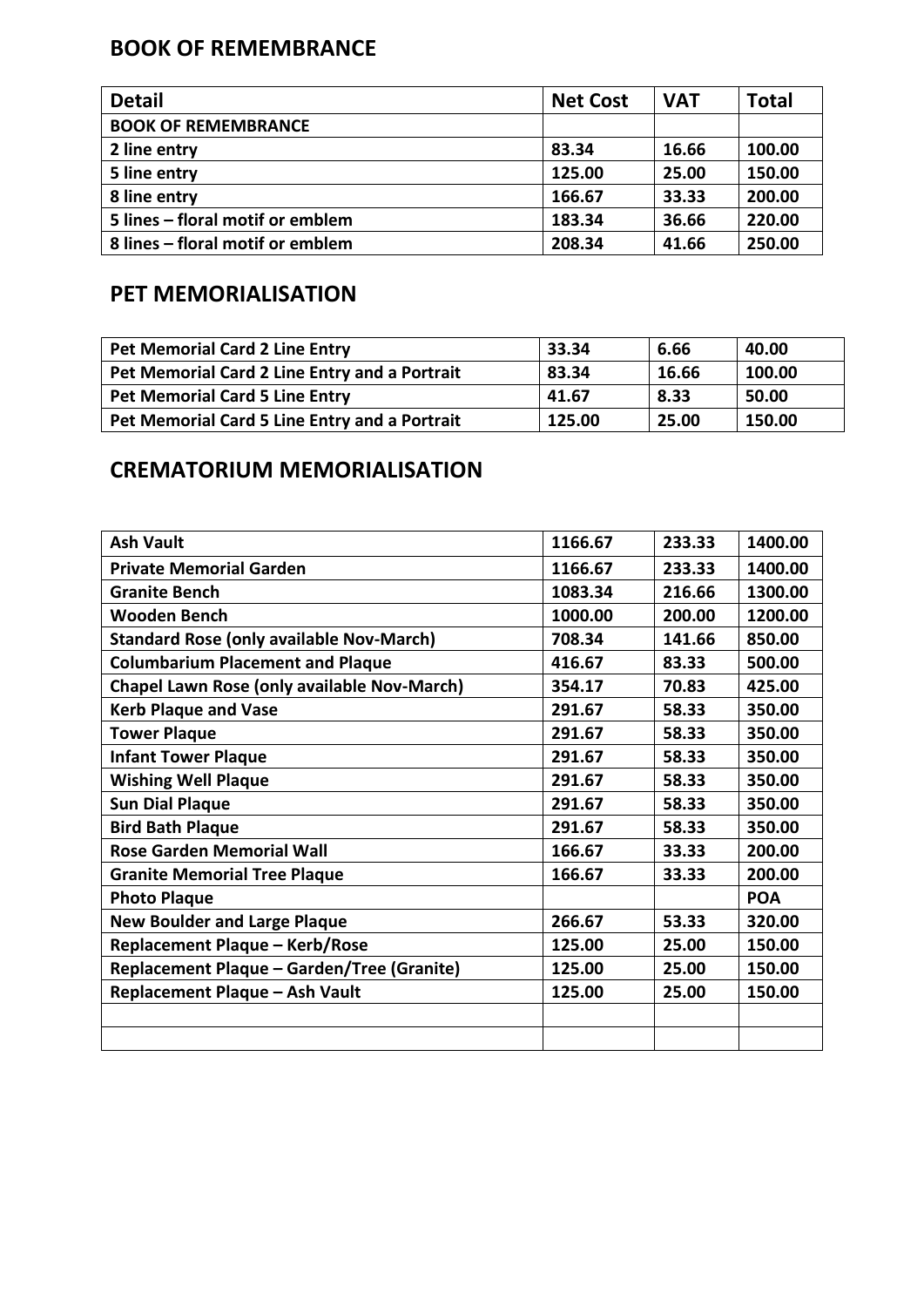## BOOK OF REMEMBRANCE

| Detail | Net Cost | VAT | Total |
|---|---|---|---|
| **BOOK OF REMEMBRANCE** | | | |
| **2 line entry** | **83.34** | **16.66** | **100.00** |
| **5 line entry** | **125.00** | **25.00** | **150.00** |
| **8 line entry** | **166.67** | **33.33** | **200.00** |
| **5 lines – floral motif or emblem** | **183.34** | **36.66** | **220.00** |
| **8 lines – floral motif or emblem** | **208.34** | **41.66** | **250.00** |

## PET MEMORIALISATION

| | | | |
|---|---|---|---|
| **Pet Memorial Card 2 Line Entry** | **33.34** | **6.66** | **40.00** |
| **Pet Memorial Card 2 Line Entry and a Portrait** | **83.34** | **16.66** | **100.00** |
| **Pet Memorial Card 5 Line Entry** | **41.67** | **8.33** | **50.00** |
| **Pet Memorial Card 5 Line Entry and a Portrait** | **125.00** | **25.00** | **150.00** |

## CREMATORIUM MEMORIALISATION

| | | | |
|---|---|---|---|
| **Ash Vault** | **1166.67** | **233.33** | **1400.00** |
| **Private Memorial Garden** | **1166.67** | **233.33** | **1400.00** |
| **Granite Bench** | **1083.34** | **216.66** | **1300.00** |
| **Wooden Bench** | **1000.00** | **200.00** | **1200.00** |
| **Standard Rose (only available Nov-March)** | **708.34** | **141.66** | **850.00** |
| **Columbarium Placement and Plaque** | **416.67** | **83.33** | **500.00** |
| **Chapel Lawn Rose (only available Nov-March)** | **354.17** | **70.83** | **425.00** |
| **Kerb Plaque and Vase** | **291.67** | **58.33** | **350.00** |
| **Tower Plaque** | **291.67** | **58.33** | **350.00** |
| **Infant Tower Plaque** | **291.67** | **58.33** | **350.00** |
| **Wishing Well Plaque** | **291.67** | **58.33** | **350.00** |
| **Sun Dial Plaque** | **291.67** | **58.33** | **350.00** |
| **Bird Bath Plaque** | **291.67** | **58.33** | **350.00** |
| **Rose Garden Memorial Wall** | **166.67** | **33.33** | **200.00** |
| **Granite Memorial Tree Plaque** | **166.67** | **33.33** | **200.00** |
| **Photo Plaque** | | | **POA** |
| **New Boulder and Large Plaque** | **266.67** | **53.33** | **320.00** |
| **Replacement Plaque – Kerb/Rose** | **125.00** | **25.00** | **150.00** |
| **Replacement Plaque – Garden/Tree (Granite)** | **125.00** | **25.00** | **150.00** |
| **Replacement Plaque – Ash Vault** | **125.00** | **25.00** | **150.00** |
| | | | |
| | | | |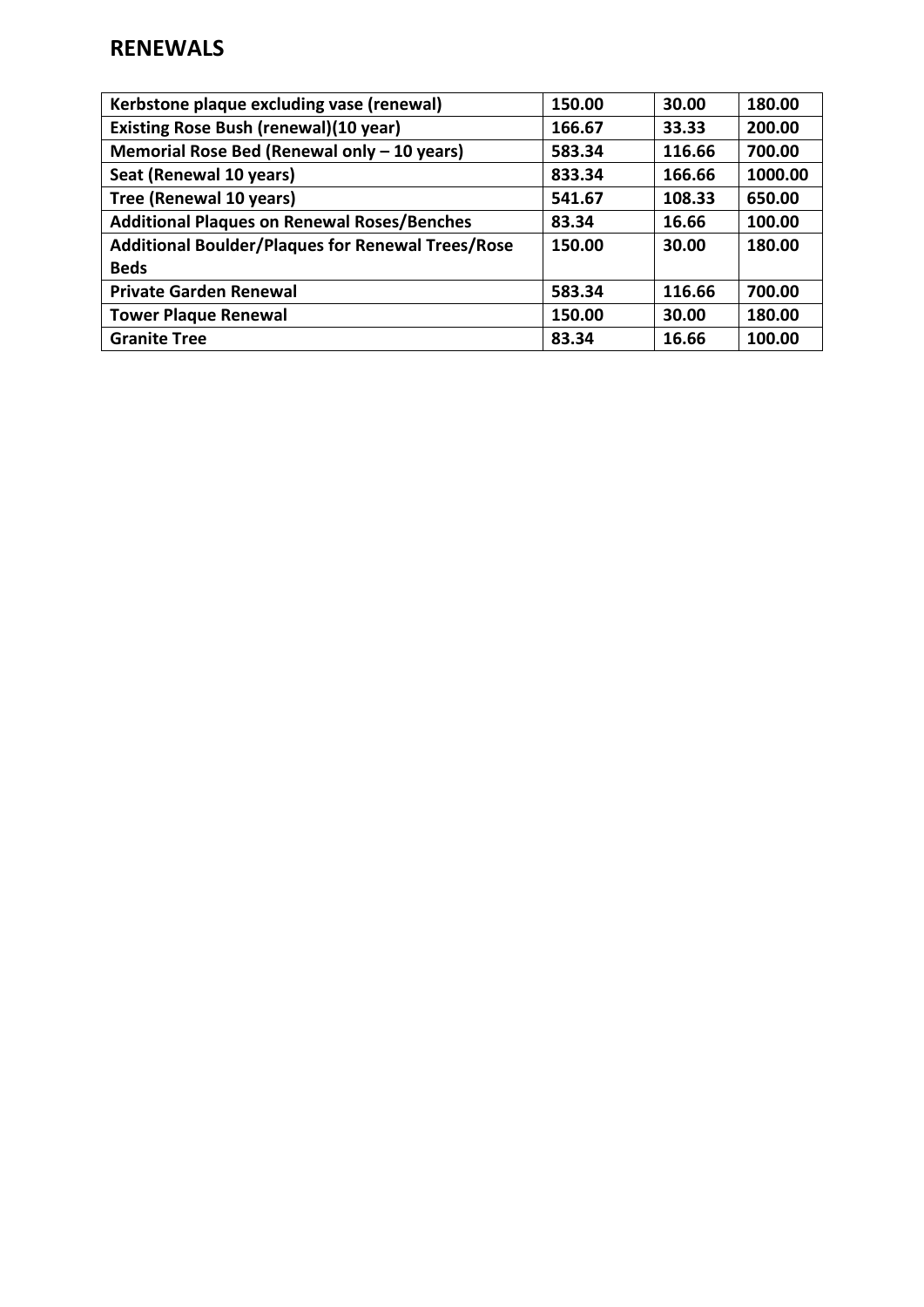## RENEWALS

| | | | |
|---|---|---|---|
| **Kerbstone plaque excluding vase (renewal)** | **150.00** | **30.00** | **180.00** |
| **Existing Rose Bush (renewal)(10 year)** | **166.67** | **33.33** | **200.00** |
| **Memorial Rose Bed (Renewal only – 10 years)** | **583.34** | **116.66** | **700.00** |
| **Seat (Renewal 10 years)** | **833.34** | **166.66** | **1000.00** |
| **Tree (Renewal 10 years)** | **541.67** | **108.33** | **650.00** |
| **Additional Plaques on Renewal Roses/Benches** | **83.34** | **16.66** | **100.00** |
| **Additional Boulder/Plaques for Renewal Trees/Rose Beds** | **150.00** | **30.00** | **180.00** |
| **Private Garden Renewal** | **583.34** | **116.66** | **700.00** |
| **Tower Plaque Renewal** | **150.00** | **30.00** | **180.00** |
| **Granite Tree** | **83.34** | **16.66** | **100.00** |